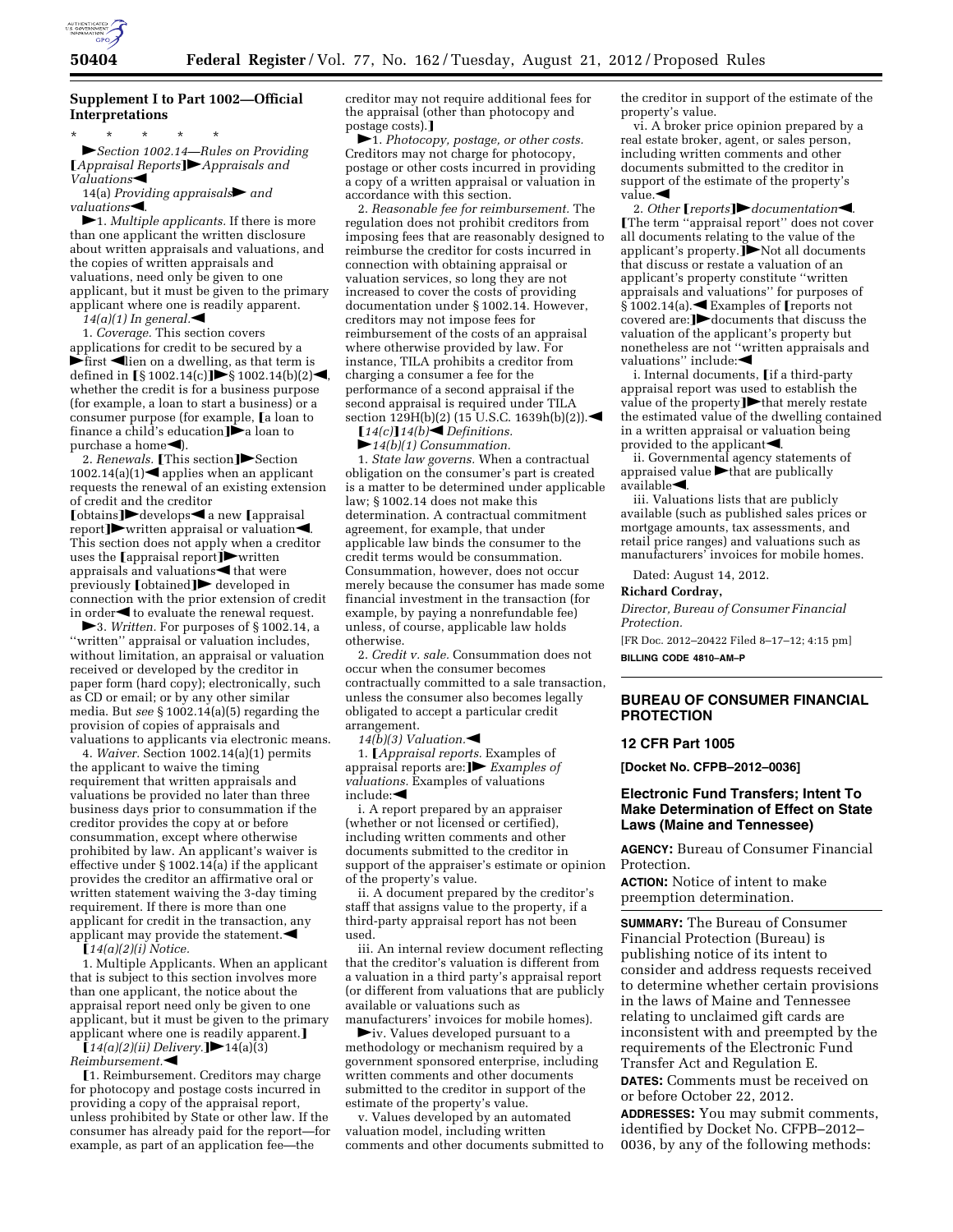## Supplement I to Part 1002—Official Interpretations

\* \* \* \* \*

►*Section 1002.14—Rules on Providing* [*Appraisal Reports*]►*Appraisals and Valuations*◄

14(a) *Providing appraisals*► *and valuations*◄.

►1. *Multiple applicants.* If there is more than one applicant the written disclosure about written appraisals and valuations, and the copies of written appraisals and valuations, need only be given to one applicant, but it must be given to the primary applicant where one is readily apparent.

*14(a)(1) In general.*◄

1. *Coverage.* This section covers applications for credit to be secured by a ►first ◄lien on a dwelling, as that term is defined in [§ 1002.14(c)]►§ 1002.14(b)(2)◄, whether the credit is for a business purpose (for example, a loan to start a business) or a consumer purpose (for example, [a loan to finance a child's education]►a loan to purchase a home◄).

2. *Renewals.* [This section]►Section 1002.14(a)(1)◄ applies when an applicant requests the renewal of an existing extension of credit and the creditor [obtains]►develops◄ a new [appraisal report]►written appraisal or valuation◄. This section does not apply when a creditor uses the [appraisal report]►written appraisals and valuations◄ that were previously [obtained]► developed in connection with the prior extension of credit in order◄ to evaluate the renewal request.

►3. *Written.* For purposes of § 1002.14, a "written" appraisal or valuation includes, without limitation, an appraisal or valuation received or developed by the creditor in paper form (hard copy); electronically, such as CD or email; or by any other similar media. But *see* § 1002.14(a)(5) regarding the provision of copies of appraisals and valuations to applicants via electronic means.

4. *Waiver.* Section 1002.14(a)(1) permits the applicant to waive the timing requirement that written appraisals and valuations be provided no later than three business days prior to consummation if the creditor provides the copy at or before consummation, except where otherwise prohibited by law. An applicant's waiver is effective under § 1002.14(a) if the applicant provides the creditor an affirmative oral or written statement waiving the 3-day timing requirement. If there is more than one applicant for credit in the transaction, any applicant may provide the statement.◄

[*14(a)(2)(i) Notice.*

1. Multiple Applicants. When an applicant that is subject to this section involves more than one applicant, the notice about the appraisal report need only be given to one applicant, but it must be given to the primary applicant where one is readily apparent.]

[*14(a)(2)(ii) Delivery.*]►14(a)(3) *Reimbursement.*◄

[1. Reimbursement. Creditors may charge for photocopy and postage costs incurred in providing a copy of the appraisal report, unless prohibited by State or other law. If the consumer has already paid for the report—for example, as part of an application fee—the creditor may not require additional fees for the appraisal (other than photocopy and postage costs).]

►1. *Photocopy, postage, or other costs.* Creditors may not charge for photocopy, postage or other costs incurred in providing a copy of a written appraisal or valuation in accordance with this section.

2. *Reasonable fee for reimbursement.* The regulation does not prohibit creditors from imposing fees that are reasonably designed to reimburse the creditor for costs incurred in connection with obtaining appraisal or valuation services, so long they are not increased to cover the costs of providing documentation under § 1002.14. However, creditors may not impose fees for reimbursement of the costs of an appraisal where otherwise provided by law. For instance, TILA prohibits a creditor from charging a consumer a fee for the performance of a second appraisal if the second appraisal is required under TILA section 129H(b)(2) (15 U.S.C. 1639h(b)(2)).◄

[*14(c)*]*14(b)*◄ *Definitions.*

►*14(b)(1) Consummation.*

1. *State law governs.* When a contractual obligation on the consumer's part is created is a matter to be determined under applicable law; § 1002.14 does not make this determination. A contractual commitment agreement, for example, that under applicable law binds the consumer to the credit terms would be consummation. Consummation, however, does not occur merely because the consumer has made some financial investment in the transaction (for example, by paying a nonrefundable fee) unless, of course, applicable law holds otherwise.

2. *Credit v. sale.* Consummation does not occur when the consumer becomes contractually committed to a sale transaction, unless the consumer also becomes legally obligated to accept a particular credit arrangement.

*14(b)(3) Valuation.*◄

1. [*Appraisal reports.* Examples of appraisal reports are:]► *Examples of valuations.* Examples of valuations include:◄

i. A report prepared by an appraiser (whether or not licensed or certified), including written comments and other documents submitted to the creditor in support of the appraiser's estimate or opinion of the property's value.

ii. A document prepared by the creditor's staff that assigns value to the property, if a third-party appraisal report has not been used.

iii. An internal review document reflecting that the creditor's valuation is different from a valuation in a third party's appraisal report (or different from valuations that are publicly available or valuations such as manufacturers' invoices for mobile homes).

►iv. Values developed pursuant to a methodology or mechanism required by a government sponsored enterprise, including written comments and other documents submitted to the creditor in support of the estimate of the property's value.

v. Values developed by an automated valuation model, including written comments and other documents submitted to the creditor in support of the estimate of the property's value.

vi. A broker price opinion prepared by a real estate broker, agent, or sales person, including written comments and other documents submitted to the creditor in support of the estimate of the property's value.◄

2. *Other* [*reports*]►*documentation*◄. [The term "appraisal report" does not cover all documents relating to the value of the applicant's property.]►Not all documents that discuss or restate a valuation of an applicant's property constitute "written appraisals and valuations" for purposes of § 1002.14(a).◄ Examples of [reports not covered are:]►documents that discuss the valuation of the applicant's property but nonetheless are not "written appraisals and valuations" include:◄

i. Internal documents, [if a third-party appraisal report was used to establish the value of the property]►that merely restate the estimated value of the dwelling contained in a written appraisal or valuation being provided to the applicant◄.

ii. Governmental agency statements of appraised value ►that are publically available◄.

iii. Valuations lists that are publicly available (such as published sales prices or mortgage amounts, tax assessments, and retail price ranges) and valuations such as manufacturers' invoices for mobile homes.

Dated: August 14, 2012.

**Richard Cordray,**

*Director, Bureau of Consumer Financial Protection.*

[FR Doc. 2012–20422 Filed 8–17–12; 4:15 pm]

**BILLING CODE 4810–AM–P**

---

## BUREAU OF CONSUMER FINANCIAL PROTECTION

### 12 CFR Part 1005

**[Docket No. CFPB–2012–0036]**

### Electronic Fund Transfers; Intent To Make Determination of Effect on State Laws (Maine and Tennessee)

**AGENCY:** Bureau of Consumer Financial Protection.

**ACTION:** Notice of intent to make preemption determination.

**SUMMARY:** The Bureau of Consumer Financial Protection (Bureau) is publishing notice of its intent to consider and address requests received to determine whether certain provisions in the laws of Maine and Tennessee relating to unclaimed gift cards are inconsistent with and preempted by the requirements of the Electronic Fund Transfer Act and Regulation E.

**DATES:** Comments must be received on or before October 22, 2012.

**ADDRESSES:** You may submit comments, identified by Docket No. CFPB–2012–0036, by any of the following methods: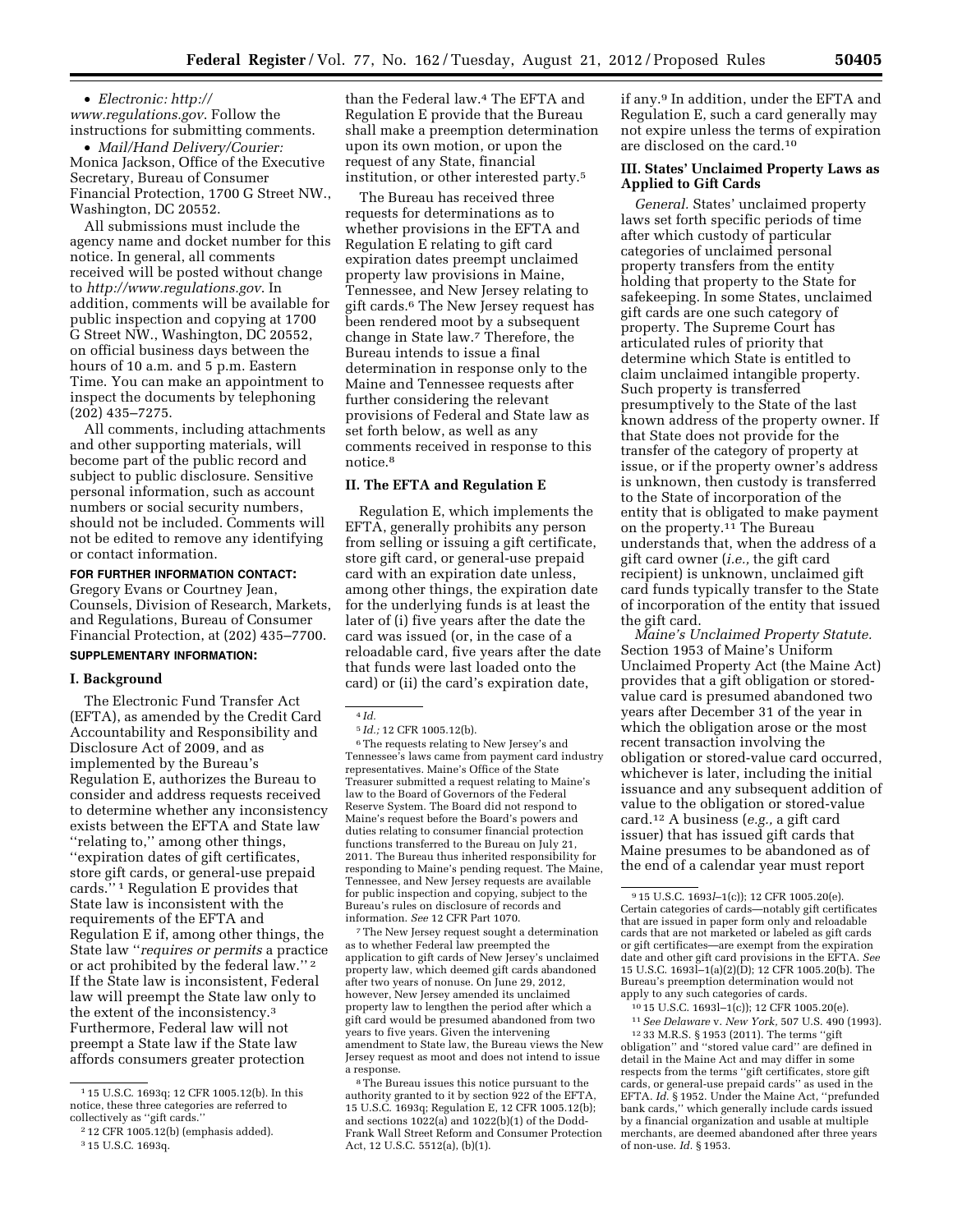- *Electronic: http://www.regulations.gov*. Follow the instructions for submitting comments.
- *Mail/Hand Delivery/Courier:* Monica Jackson, Office of the Executive Secretary, Bureau of Consumer Financial Protection, 1700 G Street NW., Washington, DC 20552.

All submissions must include the agency name and docket number for this notice. In general, all comments received will be posted without change to *http://www.regulations.gov*. In addition, comments will be available for public inspection and copying at 1700 G Street NW., Washington, DC 20552, on official business days between the hours of 10 a.m. and 5 p.m. Eastern Time. You can make an appointment to inspect the documents by telephoning (202) 435–7275.

All comments, including attachments and other supporting materials, will become part of the public record and subject to public disclosure. Sensitive personal information, such as account numbers or social security numbers, should not be included. Comments will not be edited to remove any identifying or contact information.

**FOR FURTHER INFORMATION CONTACT:** Gregory Evans or Courtney Jean, Counsels, Division of Research, Markets, and Regulations, Bureau of Consumer Financial Protection, at (202) 435–7700.

**SUPPLEMENTARY INFORMATION:**

## I. Background

The Electronic Fund Transfer Act (EFTA), as amended by the Credit Card Accountability and Responsibility and Disclosure Act of 2009, and as implemented by the Bureau's Regulation E, authorizes the Bureau to consider and address requests received to determine whether any inconsistency exists between the EFTA and State law "relating to," among other things, "expiration dates of gift certificates, store gift cards, or general-use prepaid cards." [1] Regulation E provides that State law is inconsistent with the requirements of the EFTA and Regulation E if, among other things, the State law "*requires or permits* a practice or act prohibited by the federal law." [2] If the State law is inconsistent, Federal law will preempt the State law only to the extent of the inconsistency.[3] Furthermore, Federal law will not preempt a State law if the State law affords consumers greater protection than the Federal law.[4] The EFTA and Regulation E provide that the Bureau shall make a preemption determination upon its own motion, or upon the request of any State, financial institution, or other interested party.[5]

The Bureau has received three requests for determinations as to whether provisions in the EFTA and Regulation E relating to gift card expiration dates preempt unclaimed property law provisions in Maine, Tennessee, and New Jersey relating to gift cards.[6] The New Jersey request has been rendered moot by a subsequent change in State law.[7] Therefore, the Bureau intends to issue a final determination in response only to the Maine and Tennessee requests after further considering the relevant provisions of Federal and State law as set forth below, as well as any comments received in response to this notice.[8]

## II. The EFTA and Regulation E

Regulation E, which implements the EFTA, generally prohibits any person from selling or issuing a gift certificate, store gift card, or general-use prepaid card with an expiration date unless, among other things, the expiration date for the underlying funds is at least the later of (i) five years after the date the card was issued (or, in the case of a reloadable card, five years after the date that funds were last loaded onto the card) or (ii) the card's expiration date, if any.[9] In addition, under the EFTA and Regulation E, such a card generally may not expire unless the terms of expiration are disclosed on the card.[10]

## III. States' Unclaimed Property Laws as Applied to Gift Cards

*General.* States' unclaimed property laws set forth specific periods of time after which custody of particular categories of unclaimed personal property transfers from the entity holding that property to the State for safekeeping. In some States, unclaimed gift cards are one such category of property. The Supreme Court has articulated rules of priority that determine which State is entitled to claim unclaimed intangible property. Such property is transferred presumptively to the State of the last known address of the property owner. If that State does not provide for the transfer of the category of property at issue, or if the property owner's address is unknown, then custody is transferred to the State of incorporation of the entity that is obligated to make payment on the property.[11] The Bureau understands that, when the address of a gift card owner (*i.e.,* the gift card recipient) is unknown, unclaimed gift card funds typically transfer to the State of incorporation of the entity that issued the gift card.

*Maine's Unclaimed Property Statute.* Section 1953 of Maine's Uniform Unclaimed Property Act (the Maine Act) provides that a gift obligation or stored-value card is presumed abandoned two years after December 31 of the year in which the obligation arose or the most recent transaction involving the obligation or stored-value card occurred, whichever is later, including the initial issuance and any subsequent addition of value to the obligation or stored-value card.[12] A business (*e.g.,* a gift card issuer) that has issued gift cards that Maine presumes to be abandoned as of the end of a calendar year must report

---

[1] 15 U.S.C. 1693q; 12 CFR 1005.12(b). In this notice, these three categories are referred to collectively as "gift cards."

[2] 12 CFR 1005.12(b) (emphasis added).

[3] 15 U.S.C. 1693q.

[4] *Id.*

[5] *Id.;* 12 CFR 1005.12(b).

[6] The requests relating to New Jersey's and Tennessee's laws came from payment card industry representatives. Maine's Office of the State Treasurer submitted a request relating to Maine's law to the Board of Governors of the Federal Reserve System. The Board did not respond to Maine's request before the Board's powers and duties relating to consumer financial protection functions transferred to the Bureau on July 21, 2011. The Bureau thus inherited responsibility for responding to Maine's pending request. The Maine, Tennessee, and New Jersey requests are available for public inspection and copying, subject to the Bureau's rules on disclosure of records and information. *See* 12 CFR Part 1070.

[7] The New Jersey request sought a determination as to whether Federal law preempted the application to gift cards of New Jersey's unclaimed property law, which deemed gift cards abandoned after two years of nonuse. On June 29, 2012, however, New Jersey amended its unclaimed property law to lengthen the period after which a gift card would be presumed abandoned from two years to five years. Given the intervening amendment to State law, the Bureau views the New Jersey request as moot and does not intend to issue a response.

[8] The Bureau issues this notice pursuant to the authority granted to it by section 922 of the EFTA, 15 U.S.C. 1693q; Regulation E, 12 CFR 1005.12(b); and sections 1022(a) and 1022(b)(1) of the Dodd-Frank Wall Street Reform and Consumer Protection Act, 12 U.S.C. 5512(a), (b)(1).

[9] 15 U.S.C. 1693*l*–1(c)); 12 CFR 1005.20(e). Certain categories of cards—notably gift certificates that are issued in paper form only and reloadable cards that are not marketed or labeled as gift cards or gift certificates—are exempt from the expiration date and other gift card provisions in the EFTA. *See* 15 U.S.C. 1693*l*–1(a)(2)(D); 12 CFR 1005.20(b). The Bureau's preemption determination would not apply to any such categories of cards.

[10] 15 U.S.C. 1693*l*–1(c)); 12 CFR 1005.20(e).

[11] *See Delaware* v. *New York,* 507 U.S. 490 (1993).

[12] 33 M.R.S. § 1953 (2011). The terms "gift obligation" and "stored value card" are defined in detail in the Maine Act and may differ in some respects from the terms "gift certificates, store gift cards, or general-use prepaid cards" as used in the EFTA. *Id.* § 1952. Under the Maine Act, "prefunded bank cards," which generally include cards issued by a financial organization and usable at multiple merchants, are deemed abandoned after three years of non-use. *Id.* § 1953.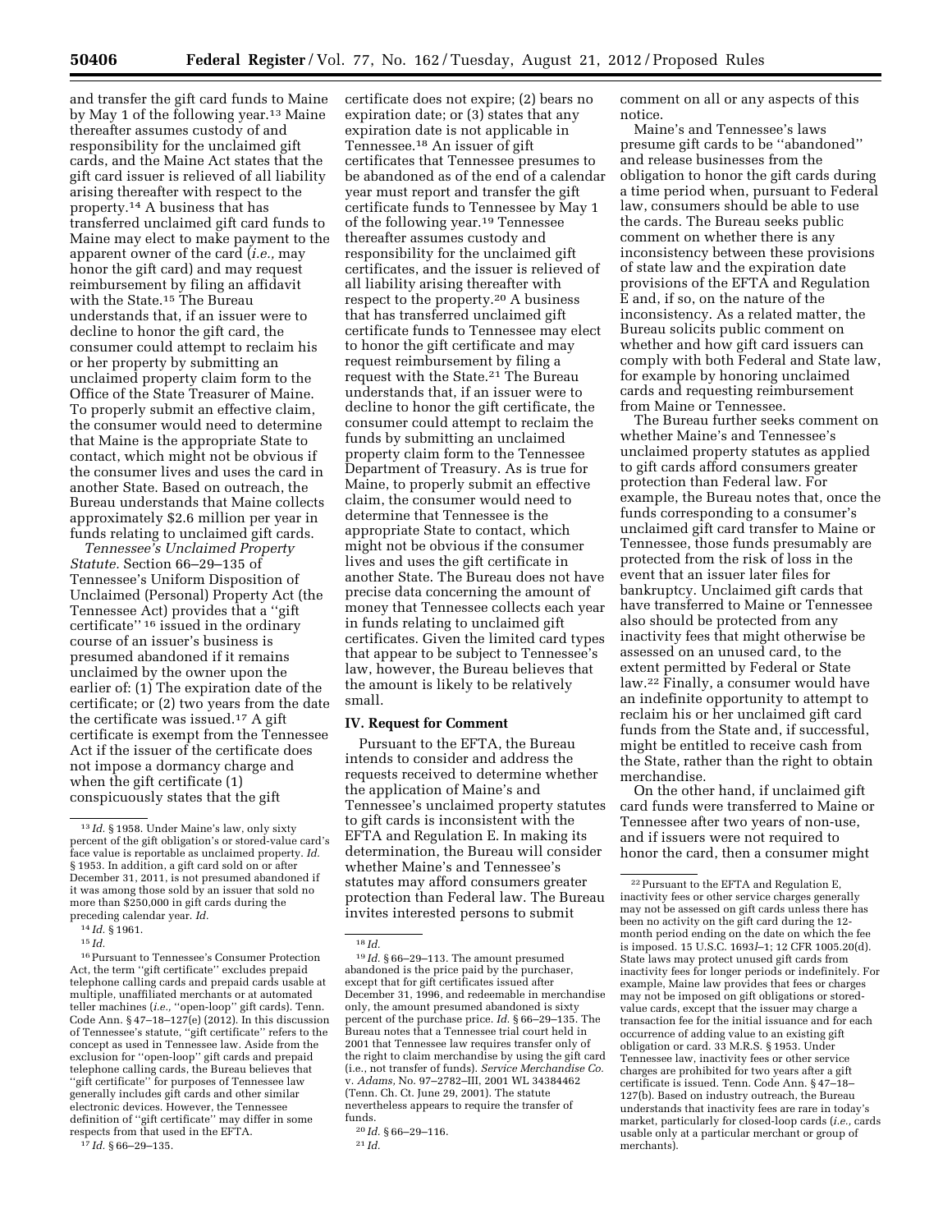and transfer the gift card funds to Maine by May 1 of the following year.[13] Maine thereafter assumes custody of and responsibility for the unclaimed gift cards, and the Maine Act states that the gift card issuer is relieved of all liability arising thereafter with respect to the property.[14] A business that has transferred unclaimed gift card funds to Maine may elect to make payment to the apparent owner of the card (*i.e.,* may honor the gift card) and may request reimbursement by filing an affidavit with the State.[15] The Bureau understands that, if an issuer were to decline to honor the gift card, the consumer could attempt to reclaim his or her property by submitting an unclaimed property claim form to the Office of the State Treasurer of Maine. To properly submit an effective claim, the consumer would need to determine that Maine is the appropriate State to contact, which might not be obvious if the consumer lives and uses the card in another State. Based on outreach, the Bureau understands that Maine collects approximately $2.6 million per year in funds relating to unclaimed gift cards.

*Tennessee's Unclaimed Property Statute.* Section 66–29–135 of Tennessee's Uniform Disposition of Unclaimed (Personal) Property Act (the Tennessee Act) provides that a "gift certificate"[16] issued in the ordinary course of an issuer's business is presumed abandoned if it remains unclaimed by the owner upon the earlier of: (1) The expiration date of the certificate; or (2) two years from the date the certificate was issued.[17] A gift certificate is exempt from the Tennessee Act if the issuer of the certificate does not impose a dormancy charge and when the gift certificate (1) conspicuously states that the gift certificate does not expire; (2) bears no expiration date; or (3) states that any expiration date is not applicable in Tennessee.[18] An issuer of gift certificates that Tennessee presumes to be abandoned as of the end of a calendar year must report and transfer the gift certificate funds to Tennessee by May 1 of the following year.[19] Tennessee thereafter assumes custody and responsibility for the unclaimed gift certificates, and the issuer is relieved of all liability arising thereafter with respect to the property.[20] A business that has transferred unclaimed gift certificate funds to Tennessee may elect to honor the gift certificate and may request reimbursement by filing a request with the State.[21] The Bureau understands that, if an issuer were to decline to honor the gift certificate, the consumer could attempt to reclaim the funds by submitting an unclaimed property claim form to the Tennessee Department of Treasury. As is true for Maine, to properly submit an effective claim, the consumer would need to determine that Tennessee is the appropriate State to contact, which might not be obvious if the consumer lives and uses the gift certificate in another State. The Bureau does not have precise data concerning the amount of money that Tennessee collects each year in funds relating to unclaimed gift certificates. Given the limited card types that appear to be subject to Tennessee's law, however, the Bureau believes that the amount is likely to be relatively small.

## IV. Request for Comment

Pursuant to the EFTA, the Bureau intends to consider and address the requests received to determine whether the application of Maine's and Tennessee's unclaimed property statutes to gift cards is inconsistent with the EFTA and Regulation E. In making its determination, the Bureau will consider whether Maine's and Tennessee's statutes may afford consumers greater protection than Federal law. The Bureau invites interested persons to submit comment on all or any aspects of this notice.

Maine's and Tennessee's laws presume gift cards to be "abandoned" and release businesses from the obligation to honor the gift cards during a time period when, pursuant to Federal law, consumers should be able to use the cards. The Bureau seeks public comment on whether there is any inconsistency between these provisions of state law and the expiration date provisions of the EFTA and Regulation E and, if so, on the nature of the inconsistency. As a related matter, the Bureau solicits public comment on whether and how gift card issuers can comply with both Federal and State law, for example by honoring unclaimed cards and requesting reimbursement from Maine or Tennessee.

The Bureau further seeks comment on whether Maine's and Tennessee's unclaimed property statutes as applied to gift cards afford consumers greater protection than Federal law. For example, the Bureau notes that, once the funds corresponding to a consumer's unclaimed gift card transfer to Maine or Tennessee, those funds presumably are protected from the risk of loss in the event that an issuer later files for bankruptcy. Unclaimed gift cards that have transferred to Maine or Tennessee also should be protected from any inactivity fees that might otherwise be assessed on an unused card, to the extent permitted by Federal or State law.[22] Finally, a consumer would have an indefinite opportunity to attempt to reclaim his or her unclaimed gift card funds from the State and, if successful, might be entitled to receive cash from the State, rather than the right to obtain merchandise.

On the other hand, if unclaimed gift card funds were transferred to Maine or Tennessee after two years of non-use, and if issuers were not required to honor the card, then a consumer might

---

[13] *Id.* § 1958. Under Maine's law, only sixty percent of the gift obligation's or stored-value card's face value is reportable as unclaimed property. *Id.* § 1953. In addition, a gift card sold on or after December 31, 2011, is not presumed abandoned if it was among those sold by an issuer that sold no more than $250,000 in gift cards during the preceding calendar year. *Id.*

[14] *Id.* § 1961.

[15] *Id.*

[16] Pursuant to Tennessee's Consumer Protection Act, the term "gift certificate" excludes prepaid telephone calling cards and prepaid cards usable at multiple, unaffiliated merchants or at automated teller machines (*i.e.,* "open-loop" gift cards). Tenn. Code Ann. § 47–18–127(e) (2012). In this discussion of Tennessee's statute, "gift certificate" refers to the concept as used in Tennessee law. Aside from the exclusion for "open-loop" gift cards and prepaid telephone calling cards, the Bureau believes that "gift certificate" for purposes of Tennessee law generally includes gift cards and other similar electronic devices. However, the Tennessee definition of "gift certificate" may differ in some respects from that used in the EFTA.

[17] *Id.* § 66–29–135.

[18] *Id.*

[19] *Id.* § 66–29–113. The amount presumed abandoned is the price paid by the purchaser, except that for gift certificates issued after December 31, 1996, and redeemable in merchandise only, the amount presumed abandoned is sixty percent of the purchase price. *Id.* § 66–29–135. The Bureau notes that a Tennessee trial court held in 2001 that Tennessee law requires transfer only of the right to claim merchandise by using the gift card (i.e., not transfer of funds). *Service Merchandise Co.* v. *Adams,* No. 97–2782–III, 2001 WL 34384462 (Tenn. Ch. Ct. June 29, 2001). The statute nevertheless appears to require the transfer of funds.

[20] *Id.* § 66–29–116.

[21] *Id.*

[22] Pursuant to the EFTA and Regulation E, inactivity fees or other service charges generally may not be assessed on gift cards unless there has been no activity on the gift card during the 12-month period ending on the date on which the fee is imposed. 15 U.S.C. 1693*l*–1; 12 CFR 1005.20(d). State laws may protect unused gift cards from inactivity fees for longer periods or indefinitely. For example, Maine law provides that fees or charges may not be imposed on gift obligations or stored-value cards, except that the issuer may charge a transaction fee for the initial issuance and for each occurrence of adding value to an existing gift obligation or card. 33 M.R.S. § 1953. Under Tennessee law, inactivity fees or other service charges are prohibited for two years after a gift certificate is issued. Tenn. Code Ann. § 47–18–127(b). Based on industry outreach, the Bureau understands that inactivity fees are rare in today's market, particularly for closed-loop cards (*i.e.,* cards usable only at a particular merchant or group of merchants).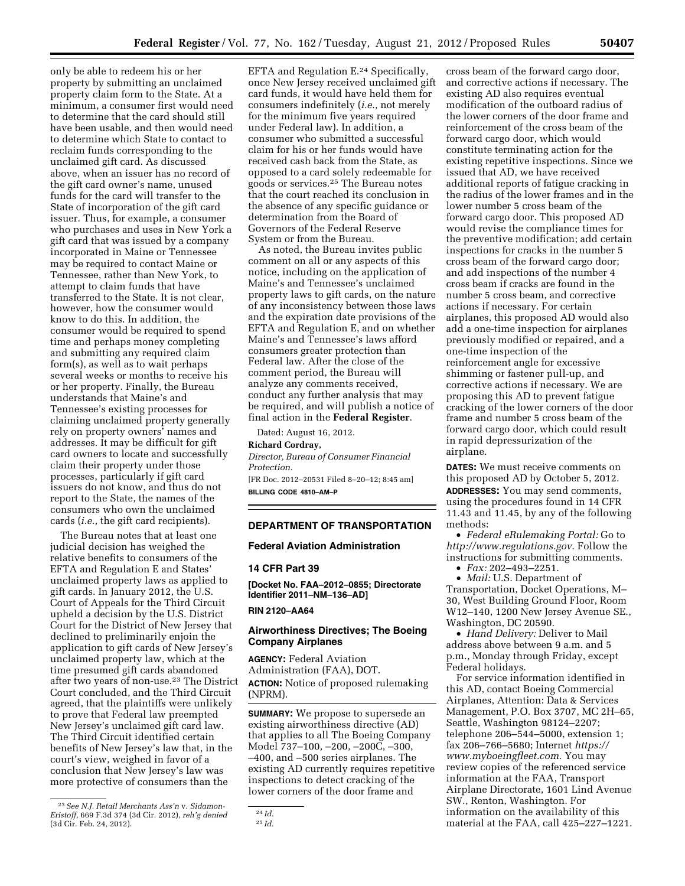only be able to redeem his or her property by submitting an unclaimed property claim form to the State. At a minimum, a consumer first would need to determine that the card should still have been usable, and then would need to determine which State to contact to reclaim funds corresponding to the unclaimed gift card. As discussed above, when an issuer has no record of the gift card owner's name, unused funds for the card will transfer to the State of incorporation of the gift card issuer. Thus, for example, a consumer who purchases and uses in New York a gift card that was issued by a company incorporated in Maine or Tennessee may be required to contact Maine or Tennessee, rather than New York, to attempt to claim funds that have transferred to the State. It is not clear, however, how the consumer would know to do this. In addition, the consumer would be required to spend time and perhaps money completing and submitting any required claim form(s), as well as to wait perhaps several weeks or months to receive his or her property. Finally, the Bureau understands that Maine's and Tennessee's existing processes for claiming unclaimed property generally rely on property owners' names and addresses. It may be difficult for gift card owners to locate and successfully claim their property under those processes, particularly if gift card issuers do not know, and thus do not report to the State, the names of the consumers who own the unclaimed cards (*i.e.,* the gift card recipients).

The Bureau notes that at least one judicial decision has weighed the relative benefits to consumers of the EFTA and Regulation E and States' unclaimed property laws as applied to gift cards. In January 2012, the U.S. Court of Appeals for the Third Circuit upheld a decision by the U.S. District Court for the District of New Jersey that declined to preliminarily enjoin the application to gift cards of New Jersey's unclaimed property law, which at the time presumed gift cards abandoned after two years of non-use.[23] The District Court concluded, and the Third Circuit agreed, that the plaintiffs were unlikely to prove that Federal law preempted New Jersey's unclaimed gift card law. The Third Circuit identified certain benefits of New Jersey's law that, in the court's view, weighed in favor of a conclusion that New Jersey's law was more protective of consumers than the EFTA and Regulation E.[24] Specifically, once New Jersey received unclaimed gift card funds, it would have held them for consumers indefinitely (*i.e.,* not merely for the minimum five years required under Federal law). In addition, a consumer who submitted a successful claim for his or her funds would have received cash back from the State, as opposed to a card solely redeemable for goods or services.[25] The Bureau notes that the court reached its conclusion in the absence of any specific guidance or determination from the Board of Governors of the Federal Reserve System or from the Bureau.

As noted, the Bureau invites public comment on all or any aspects of this notice, including on the application of Maine's and Tennessee's unclaimed property laws to gift cards, on the nature of any inconsistency between those laws and the expiration date provisions of the EFTA and Regulation E, and on whether Maine's and Tennessee's laws afford consumers greater protection than Federal law. After the close of the comment period, the Bureau will analyze any comments received, conduct any further analysis that may be required, and will publish a notice of final action in the **Federal Register**.

Dated: August 16, 2012.

**Richard Cordray,**

*Director, Bureau of Consumer Financial Protection.*

[FR Doc. 2012–20531 Filed 8–20–12; 8:45 am]

**BILLING CODE 4810–AM–P**

[23] *See N.J. Retail Merchants Ass'n* v. *Sidamon-Eristoff,* 669 F.3d 374 (3d Cir. 2012), *reh'g denied* (3d Cir. Feb. 24, 2012).

[24] *Id.*

[25] *Id.*

## DEPARTMENT OF TRANSPORTATION

### Federal Aviation Administration

### 14 CFR Part 39

**[Docket No. FAA–2012–0855; Directorate Identifier 2011–NM–136–AD]**

**RIN 2120–AA64**

### Airworthiness Directives; The Boeing Company Airplanes

**AGENCY:** Federal Aviation Administration (FAA), DOT.

**ACTION:** Notice of proposed rulemaking (NPRM).

**SUMMARY:** We propose to supersede an existing airworthiness directive (AD) that applies to all The Boeing Company Model 737–100, –200, –200C, –300, –400, and –500 series airplanes. The existing AD currently requires repetitive inspections to detect cracking of the lower corners of the door frame and cross beam of the forward cargo door, and corrective actions if necessary. The existing AD also requires eventual modification of the outboard radius of the lower corners of the door frame and reinforcement of the cross beam of the forward cargo door, which would constitute terminating action for the existing repetitive inspections. Since we issued that AD, we have received additional reports of fatigue cracking in the radius of the lower frames and in the lower number 5 cross beam of the forward cargo door. This proposed AD would revise the compliance times for the preventive modification; add certain inspections for cracks in the number 5 cross beam of the forward cargo door; and add inspections of the number 4 cross beam if cracks are found in the number 5 cross beam, and corrective actions if necessary. For certain airplanes, this proposed AD would also add a one-time inspection for airplanes previously modified or repaired, and a one-time inspection of the reinforcement angle for excessive shimming or fastener pull-up, and corrective actions if necessary. We are proposing this AD to prevent fatigue cracking of the lower corners of the door frame and number 5 cross beam of the forward cargo door, which could result in rapid depressurization of the airplane.

**DATES:** We must receive comments on this proposed AD by October 5, 2012.

**ADDRESSES:** You may send comments, using the procedures found in 14 CFR 11.43 and 11.45, by any of the following methods:

- *Federal eRulemaking Portal:* Go to *http://www.regulations.gov*. Follow the instructions for submitting comments.
- *Fax:* 202–493–2251.
- *Mail:* U.S. Department of Transportation, Docket Operations, M–30, West Building Ground Floor, Room W12–140, 1200 New Jersey Avenue SE., Washington, DC 20590.
- *Hand Delivery:* Deliver to Mail address above between 9 a.m. and 5 p.m., Monday through Friday, except Federal holidays.

For service information identified in this AD, contact Boeing Commercial Airplanes, Attention: Data & Services Management, P.O. Box 3707, MC 2H–65, Seattle, Washington 98124–2207; telephone 206–544–5000, extension 1; fax 206–766–5680; Internet *https://www.myboeingfleet.com*. You may review copies of the referenced service information at the FAA, Transport Airplane Directorate, 1601 Lind Avenue SW., Renton, Washington. For information on the availability of this material at the FAA, call 425–227–1221.